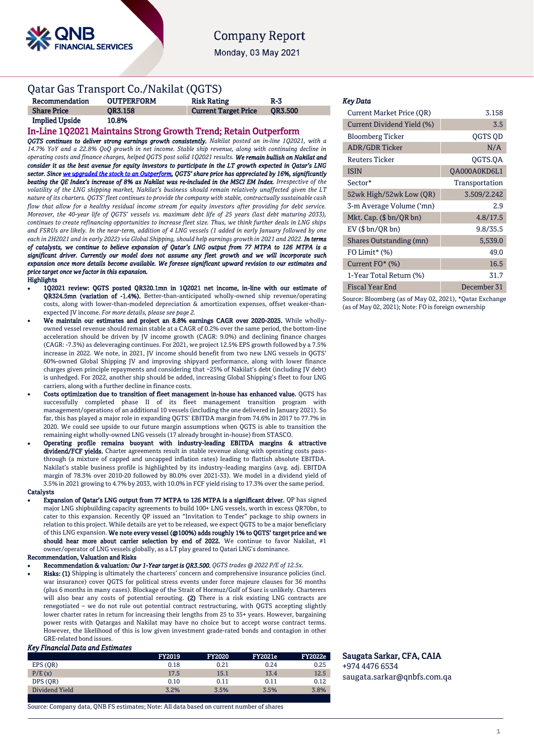# Company Report

Monday, 03 May 2021

## Qatar Gas Transport Co./Nakilat (QGTS)

| Recommendation | OUTPERFORM | Risk Rating | R-3 |
|---|---|---|---|
| Share Price | QR3.158 | Current Target Price | QR3.500 |
| Implied Upside | 10.8% | | |

## In-Line 1Q2021 Maintains Strong Growth Trend; Retain Outperform

***QGTS continues to deliver strong earnings growth consistently.*** *Nakilat posted an in-line 1Q2021, with a 14.7% YoY and a 22.8% QoQ growth in net income. Stable ship revenue, along with continuing decline in operating costs and finance charges, helped QGTS post solid 1Q2021 results.* ***We remain bullish on Nakilat and consider it as the best avenue for equity investors to participate in the LT growth expected in Qatar's LNG sector. Since we upgraded the stock to an Outperform, QGTS' share price has appreciated by 16%, significantly beating the QE Index's increase of 8% as Nakilat was re-included in the MSCI EM Index.*** *Irrespective of the volatility of the LNG shipping market, Nakilat's business should remain relatively unaffected given the LT nature of its charters. QGTS' fleet continues to provide the company with stable, contractually sustainable cash flow that allow for a healthy residual income stream for equity investors after providing for debt service. Moreover, the 40-year life of QGTS' vessels vs. maximum debt life of 25 years (last debt maturing 2033), continues to create refinancing opportunities to increase fleet size. Thus, we think further deals in LNG ships and FSRUs are likely. In the near-term, addition of 4 LNG vessels (1 added in early January followed by one each in 2H2021 and in early 2022) via Global Shipping, should help earnings growth in 2021 and 2022.* ***In terms of catalysts, we continue to believe expansion of Qatar's LNG output from 77 MTPA to 126 MTPA is a significant driver. Currently our model does not assume any fleet growth and we will incorporate such expansion once more details become available. We foresee significant upward revision to our estimates and price target once we factor in this expansion.***

**Highlights**

- **1Q2021 review: QGTS posted QR320.1mn in 1Q2021 net income, in-line with our estimate of QR324.5mn (variation of -1.4%).** Better-than-anticipated wholly-owned ship revenue/operating costs, along with lower-than-modeled depreciation & amortization expenses, offset weaker-than-expected JV income. *For more details, please see page 2.*
- **We maintain our estimates and project an 8.8% earnings CAGR over 2020-2025.** While wholly-owned vessel revenue should remain stable at a CAGR of 0.2% over the same period, the bottom-line acceleration should be driven by JV income growth (CAGR: 9.0%) and declining finance charges (CAGR: -7.3%) as deleveraging continues. For 2021, we project 12.5% EPS growth followed by a 7.5% increase in 2022. We note, in 2021, JV income should benefit from two new LNG vessels in QGTS' 60%-owned Global Shipping JV and improving shipyard performance, along with lower finance charges given principle repayments and considering that ~25% of Nakilat's debt (including JV debt) is unhedged. For 2022, another ship should be added, increasing Global Shipping's fleet to four LNG carriers, along with a further decline in finance costs.
- **Costs optimization due to transition of fleet management in-house has enhanced value.** QGTS has successfully completed phase II of its fleet management transition program with management/operations of an additional 10 vessels (including the one delivered in January 2021). So far, this has played a major role in expanding QGTS' EBITDA margin from 74.6% in 2017 to 77.7% in 2020. We could see upside to our future margin assumptions when QGTS is able to transition the remaining eight wholly-owned LNG vessels (17 already brought in-house) from STASCO.
- **Operating profile remains buoyant with industry-leading EBITDA margins & attractive dividend/FCF yields.** Charter agreements result in stable revenue along with operating costs pass-through (a mixture of capped and uncapped inflation rates) leading to flattish absolute EBITDA. Nakilat's stable business profile is highlighted by its industry-leading margins (avg. adj. EBITDA margin of 78.3% over 2010-20 followed by 80.0% over 2021-33). We model in a dividend yield of 3.5% in 2021 growing to 4.7% by 2033, with 10.0% in FCF yield rising to 17.3% over the same period.

**Catalysts**

- **Expansion of Qatar's LNG output from 77 MTPA to 126 MTPA is a significant driver.** QP has signed major LNG shipbuilding capacity agreements to build 100+ LNG vessels, worth in excess QR70bn, to cater to this expansion. Recently QP issued an "Invitation to Tender" package to ship owners in relation to this project. While details are yet to be released, we expect QGTS to be a major beneficiary of this LNG expansion. **We note every vessel (@100%) adds roughly 1% to QGTS' target price and we should hear more about carrier selection by end of 2022.** We continue to favor Nakilat, #1 owner/operator of LNG vessels globally, as a LT play geared to Qatari LNG's dominance.

**Recommendation, Valuation and Risks**

- **Recommendation & valuation:** ***Our 1-Year target is QR3.500.*** *QGTS trades @ 2022 P/E of 12.5x.*
- **Risks: (1)** Shipping is ultimately the charterers' concern and comprehensive insurance policies (incl. war insurance) cover QGTS for political stress events under force majeure clauses for 36 months (plus 6 months in many cases). Blockage of the Strait of Hormuz/Gulf of Suez is unlikely. Charterers will also bear any costs of potential rerouting. **(2)** There is a risk existing LNG contracts are renegotiated – we do not rule out potential contract restructuring, with QGTS accepting slightly lower charter rates in return for increasing their lengths from 25 to 35+ years. However, bargaining power rests with Qatargas and Nakilat may have no choice but to accept worse contract terms. However, the likelihood of this is low given investment grade-rated bonds and contagion in other GRE-related bond issues.

***Key Financial Data and Estimates***

| | FY2019 | FY2020 | FY2021e | FY2022e |
|---|---|---|---|---|
| EPS (QR) | 0.18 | 0.21 | 0.24 | 0.25 |
| P/E (x) | 17.5 | 15.1 | 13.4 | 12.5 |
| DPS (QR) | 0.10 | 0.11 | 0.11 | 0.12 |
| Dividend Yield | 3.2% | 3.5% | 3.5% | 3.8% |

Source: Company data, QNB FS estimates; Note: All data based on current number of shares

***Key Data***

| | |
|---|---|
| Current Market Price (QR) | 3.158 |
| Current Dividend Yield (%) | 3.5 |
| Bloomberg Ticker | QGTS QD |
| ADR/GDR Ticker | N/A |
| Reuters Ticker | QGTS.QA |
| ISIN | QA000A0KD6L1 |
| Sector* | Transportation |
| 52wk High/52wk Low (QR) | 3.509/2.242 |
| 3-m Average Volume ('mn) | 2.9 |
| Mkt. Cap. ($ bn/QR bn) | 4.8/17.5 |
| EV ($ bn/QR bn) | 9.8/35.5 |
| Shares Outstanding (mn) | 5,539.0 |
| FO Limit* (%) | 49.0 |
| Current FO* (%) | 16.5 |
| 1-Year Total Return (%) | 31.7 |
| Fiscal Year End | December 31 |

Source: Bloomberg (as of May 02, 2021), *Qatar Exchange (as of May 02, 2021); Note: FO is foreign ownership

**Saugata Sarkar, CFA, CAIA**
+974 4476 6534
saugata.sarkar@qnbfs.com.qa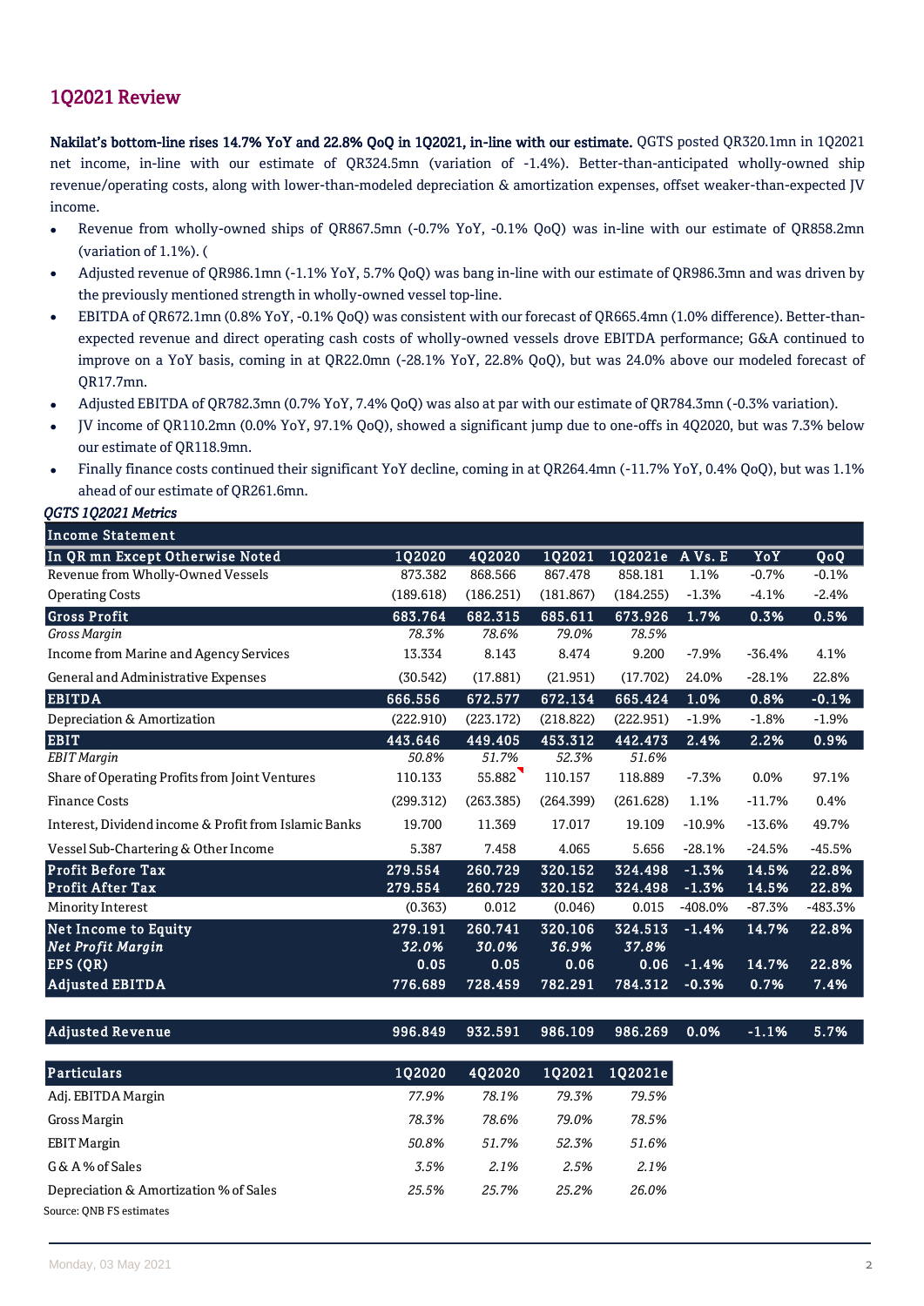## 1Q2021 Review

**Nakilat's bottom-line rises 14.7% YoY and 22.8% QoQ in 1Q2021, in-line with our estimate.** QGTS posted QR320.1mn in 1Q2021 net income, in-line with our estimate of QR324.5mn (variation of -1.4%). Better-than-anticipated wholly-owned ship revenue/operating costs, along with lower-than-modeled depreciation & amortization expenses, offset weaker-than-expected JV income.

- Revenue from wholly-owned ships of QR867.5mn (-0.7% YoY, -0.1% QoQ) was in-line with our estimate of QR858.2mn (variation of 1.1%). (
- Adjusted revenue of QR986.1mn (-1.1% YoY, 5.7% QoQ) was bang in-line with our estimate of QR986.3mn and was driven by the previously mentioned strength in wholly-owned vessel top-line.
- EBITDA of QR672.1mn (0.8% YoY, -0.1% QoQ) was consistent with our forecast of QR665.4mn (1.0% difference). Better-than-expected revenue and direct operating cash costs of wholly-owned vessels drove EBITDA performance; G&A continued to improve on a YoY basis, coming in at QR22.0mn (-28.1% YoY, 22.8% QoQ), but was 24.0% above our modeled forecast of QR17.7mn.
- Adjusted EBITDA of QR782.3mn (0.7% YoY, 7.4% QoQ) was also at par with our estimate of QR784.3mn (-0.3% variation).
- JV income of QR110.2mn (0.0% YoY, 97.1% QoQ), showed a significant jump due to one-offs in 4Q2020, but was 7.3% below our estimate of QR118.9mn.
- Finally finance costs continued their significant YoY decline, coming in at QR264.4mn (-11.7% YoY, 0.4% QoQ), but was 1.1% ahead of our estimate of QR261.6mn.

*QGTS 1Q2021 Metrics*

| Income Statement | | | | | | | |
|---|---|---|---|---|---|---|---|
| **In QR mn Except Otherwise Noted** | **1Q2020** | **4Q2020** | **1Q2021** | **1Q2021e** | **A Vs. E** | **YoY** | **QoQ** |
| Revenue from Wholly-Owned Vessels | 873.382 | 868.566 | 867.478 | 858.181 | 1.1% | -0.7% | -0.1% |
| Operating Costs | (189.618) | (186.251) | (181.867) | (184.255) | -1.3% | -4.1% | -2.4% |
| **Gross Profit** | **683.764** | **682.315** | **685.611** | **673.926** | **1.7%** | **0.3%** | **0.5%** |
| *Gross Margin* | *78.3%* | *78.6%* | *79.0%* | *78.5%* | | | |
| Income from Marine and Agency Services | 13.334 | 8.143 | 8.474 | 9.200 | -7.9% | -36.4% | 4.1% |
| General and Administrative Expenses | (30.542) | (17.881) | (21.951) | (17.702) | 24.0% | -28.1% | 22.8% |
| **EBITDA** | **666.556** | **672.577** | **672.134** | **665.424** | **1.0%** | **0.8%** | **-0.1%** |
| Depreciation & Amortization | (222.910) | (223.172) | (218.822) | (222.951) | -1.9% | -1.8% | -1.9% |
| **EBIT** | **443.646** | **449.405** | **453.312** | **442.473** | **2.4%** | **2.2%** | **0.9%** |
| *EBIT Margin* | *50.8%* | *51.7%* | *52.3%* | *51.6%* | | | |
| Share of Operating Profits from Joint Ventures | 110.133 | 55.882 | 110.157 | 118.889 | -7.3% | 0.0% | 97.1% |
| Finance Costs | (299.312) | (263.385) | (264.399) | (261.628) | 1.1% | -11.7% | 0.4% |
| Interest, Dividend income & Profit from Islamic Banks | 19.700 | 11.369 | 17.017 | 19.109 | -10.9% | -13.6% | 49.7% |
| Vessel Sub-Chartering & Other Income | 5.387 | 7.458 | 4.065 | 5.656 | -28.1% | -24.5% | -45.5% |
| **Profit Before Tax** | **279.554** | **260.729** | **320.152** | **324.498** | **-1.3%** | **14.5%** | **22.8%** |
| **Profit After Tax** | **279.554** | **260.729** | **320.152** | **324.498** | **-1.3%** | **14.5%** | **22.8%** |
| Minority Interest | (0.363) | 0.012 | (0.046) | 0.015 | -408.0% | -87.3% | -483.3% |
| **Net Income to Equity** | **279.191** | **260.741** | **320.106** | **324.513** | **-1.4%** | **14.7%** | **22.8%** |
| ***Net Profit Margin*** | ***32.0%*** | ***30.0%*** | ***36.9%*** | ***37.8%*** | | | |
| **EPS (QR)** | **0.05** | **0.05** | **0.06** | **0.06** | **-1.4%** | **14.7%** | **22.8%** |
| **Adjusted EBITDA** | **776.689** | **728.459** | **782.291** | **784.312** | **-0.3%** | **0.7%** | **7.4%** |
| | | | | | | | |
| **Adjusted Revenue** | **996.849** | **932.591** | **986.109** | **986.269** | **0.0%** | **-1.1%** | **5.7%** |

| Particulars | 1Q2020 | 4Q2020 | 1Q2021 | 1Q2021e |
|---|---|---|---|---|
| Adj. EBITDA Margin | *77.9%* | *78.1%* | *79.3%* | *79.5%* |
| Gross Margin | *78.3%* | *78.6%* | *79.0%* | *78.5%* |
| EBIT Margin | *50.8%* | *51.7%* | *52.3%* | *51.6%* |
| G & A % of Sales | *3.5%* | *2.1%* | *2.5%* | *2.1%* |
| Depreciation & Amortization % of Sales | *25.5%* | *25.7%* | *25.2%* | *26.0%* |

Source: QNB FS estimates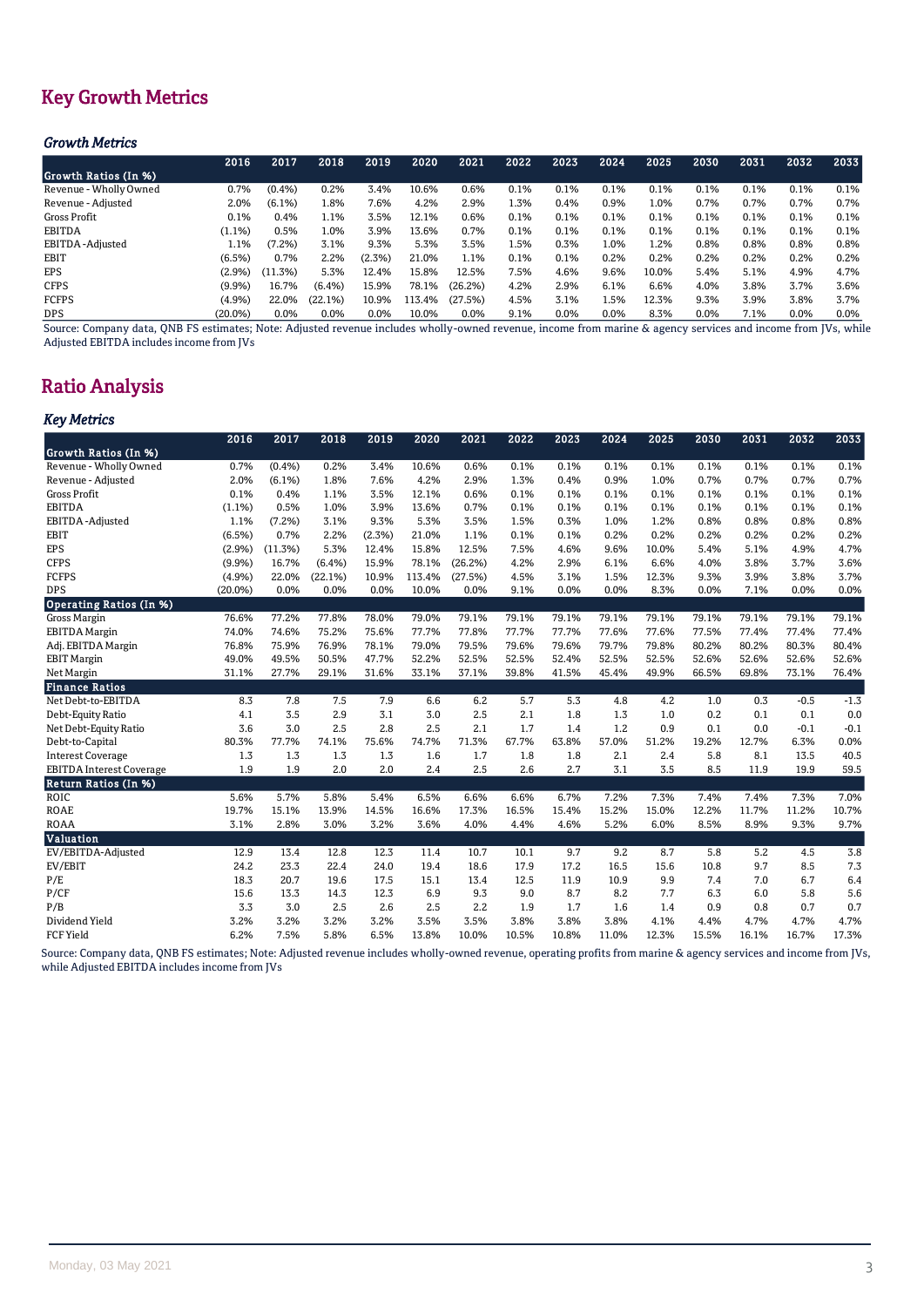## Key Growth Metrics

### *Growth Metrics*

| | 2016 | 2017 | 2018 | 2019 | 2020 | 2021 | 2022 | 2023 | 2024 | 2025 | 2030 | 2031 | 2032 | 2033 |
|---|---|---|---|---|---|---|---|---|---|---|---|---|---|---|
| **Growth Ratios (In %)** | | | | | | | | | | | | | | |
| Revenue - Wholly Owned | 0.7% | (0.4%) | 0.2% | 3.4% | 10.6% | 0.6% | 0.1% | 0.1% | 0.1% | 0.1% | 0.1% | 0.1% | 0.1% | 0.1% |
| Revenue - Adjusted | 2.0% | (6.1%) | 1.8% | 7.6% | 4.2% | 2.9% | 1.3% | 0.4% | 0.9% | 1.0% | 0.7% | 0.7% | 0.7% | 0.7% |
| Gross Profit | 0.1% | 0.4% | 1.1% | 3.5% | 12.1% | 0.6% | 0.1% | 0.1% | 0.1% | 0.1% | 0.1% | 0.1% | 0.1% | 0.1% |
| EBITDA | (1.1%) | 0.5% | 1.0% | 3.9% | 13.6% | 0.7% | 0.1% | 0.1% | 0.1% | 0.1% | 0.1% | 0.1% | 0.1% | 0.1% |
| EBITDA -Adjusted | 1.1% | (7.2%) | 3.1% | 9.3% | 5.3% | 3.5% | 1.5% | 0.3% | 1.0% | 1.2% | 0.8% | 0.8% | 0.8% | 0.8% |
| EBIT | (6.5%) | 0.7% | 2.2% | (2.3%) | 21.0% | 1.1% | 0.1% | 0.1% | 0.2% | 0.2% | 0.2% | 0.2% | 0.2% | 0.2% |
| EPS | (2.9%) | (11.3%) | 5.3% | 12.4% | 15.8% | 12.5% | 7.5% | 4.6% | 9.6% | 10.0% | 5.4% | 5.1% | 4.9% | 4.7% |
| CFPS | (9.9%) | 16.7% | (6.4%) | 15.9% | 78.1% | (26.2%) | 4.2% | 2.9% | 6.1% | 6.6% | 4.0% | 3.8% | 3.7% | 3.6% |
| FCFPS | (4.9%) | 22.0% | (22.1%) | 10.9% | 113.4% | (27.5%) | 4.5% | 3.1% | 1.5% | 12.3% | 9.3% | 3.9% | 3.8% | 3.7% |
| DPS | (20.0%) | 0.0% | 0.0% | 0.0% | 10.0% | 0.0% | 9.1% | 0.0% | 0.0% | 8.3% | 0.0% | 7.1% | 0.0% | 0.0% |

Source: Company data, QNB FS estimates; Note: Adjusted revenue includes wholly-owned revenue, income from marine & agency services and income from JVs, while Adjusted EBITDA includes income from JVs

## Ratio Analysis

### *Key Metrics*

| | 2016 | 2017 | 2018 | 2019 | 2020 | 2021 | 2022 | 2023 | 2024 | 2025 | 2030 | 2031 | 2032 | 2033 |
|---|---|---|---|---|---|---|---|---|---|---|---|---|---|---|
| **Growth Ratios (In %)** | | | | | | | | | | | | | | |
| Revenue - Wholly Owned | 0.7% | (0.4%) | 0.2% | 3.4% | 10.6% | 0.6% | 0.1% | 0.1% | 0.1% | 0.1% | 0.1% | 0.1% | 0.1% | 0.1% |
| Revenue - Adjusted | 2.0% | (6.1%) | 1.8% | 7.6% | 4.2% | 2.9% | 1.3% | 0.4% | 0.9% | 1.0% | 0.7% | 0.7% | 0.7% | 0.7% |
| Gross Profit | 0.1% | 0.4% | 1.1% | 3.5% | 12.1% | 0.6% | 0.1% | 0.1% | 0.1% | 0.1% | 0.1% | 0.1% | 0.1% | 0.1% |
| EBITDA | (1.1%) | 0.5% | 1.0% | 3.9% | 13.6% | 0.7% | 0.1% | 0.1% | 0.1% | 0.1% | 0.1% | 0.1% | 0.1% | 0.1% |
| EBITDA -Adjusted | 1.1% | (7.2%) | 3.1% | 9.3% | 5.3% | 3.5% | 1.5% | 0.3% | 1.0% | 1.2% | 0.8% | 0.8% | 0.8% | 0.8% |
| EBIT | (6.5%) | 0.7% | 2.2% | (2.3%) | 21.0% | 1.1% | 0.1% | 0.1% | 0.2% | 0.2% | 0.2% | 0.2% | 0.2% | 0.2% |
| EPS | (2.9%) | (11.3%) | 5.3% | 12.4% | 15.8% | 12.5% | 7.5% | 4.6% | 9.6% | 10.0% | 5.4% | 5.1% | 4.9% | 4.7% |
| CFPS | (9.9%) | 16.7% | (6.4%) | 15.9% | 78.1% | (26.2%) | 4.2% | 2.9% | 6.1% | 6.6% | 4.0% | 3.8% | 3.7% | 3.6% |
| FCFPS | (4.9%) | 22.0% | (22.1%) | 10.9% | 113.4% | (27.5%) | 4.5% | 3.1% | 1.5% | 12.3% | 9.3% | 3.9% | 3.8% | 3.7% |
| DPS | (20.0%) | 0.0% | 0.0% | 0.0% | 10.0% | 0.0% | 9.1% | 0.0% | 0.0% | 8.3% | 0.0% | 7.1% | 0.0% | 0.0% |
| **Operating Ratios (In %)** | | | | | | | | | | | | | | |
| Gross Margin | 76.6% | 77.2% | 77.8% | 78.0% | 79.0% | 79.1% | 79.1% | 79.1% | 79.1% | 79.1% | 79.1% | 79.1% | 79.1% | 79.1% |
| EBITDA Margin | 74.0% | 74.6% | 75.2% | 75.6% | 77.7% | 77.8% | 77.7% | 77.7% | 77.6% | 77.6% | 77.5% | 77.4% | 77.4% | 77.4% |
| Adj. EBITDA Margin | 76.8% | 75.9% | 76.9% | 78.1% | 79.0% | 79.5% | 79.6% | 79.6% | 79.7% | 79.8% | 80.2% | 80.2% | 80.3% | 80.4% |
| EBIT Margin | 49.0% | 49.5% | 50.5% | 47.7% | 52.2% | 52.5% | 52.5% | 52.4% | 52.5% | 52.5% | 52.6% | 52.6% | 52.6% | 52.6% |
| Net Margin | 31.1% | 27.7% | 29.1% | 31.6% | 33.1% | 37.1% | 39.8% | 41.5% | 45.4% | 49.9% | 66.5% | 69.8% | 73.1% | 76.4% |
| **Finance Ratios** | | | | | | | | | | | | | | |
| Net Debt-to-EBITDA | 8.3 | 7.8 | 7.5 | 7.9 | 6.6 | 6.2 | 5.7 | 5.3 | 4.8 | 4.2 | 1.0 | 0.3 | -0.5 | -1.3 |
| Debt-Equity Ratio | 4.1 | 3.5 | 2.9 | 3.1 | 3.0 | 2.5 | 2.1 | 1.8 | 1.3 | 1.0 | 0.2 | 0.1 | 0.1 | 0.0 |
| Net Debt-Equity Ratio | 3.6 | 3.0 | 2.5 | 2.8 | 2.5 | 2.1 | 1.7 | 1.4 | 1.2 | 0.9 | 0.1 | 0.0 | -0.1 | -0.1 |
| Debt-to-Capital | 80.3% | 77.7% | 74.1% | 75.6% | 74.7% | 71.3% | 67.7% | 63.8% | 57.0% | 51.2% | 19.2% | 12.7% | 6.3% | 0.0% |
| Interest Coverage | 1.3 | 1.3 | 1.3 | 1.3 | 1.6 | 1.7 | 1.8 | 1.8 | 2.1 | 2.4 | 5.8 | 8.1 | 13.5 | 40.5 |
| EBITDA Interest Coverage | 1.9 | 1.9 | 2.0 | 2.0 | 2.4 | 2.5 | 2.6 | 2.7 | 3.1 | 3.5 | 8.5 | 11.9 | 19.9 | 59.5 |
| **Return Ratios (In %)** | | | | | | | | | | | | | | |
| ROIC | 5.6% | 5.7% | 5.8% | 5.4% | 6.5% | 6.6% | 6.6% | 6.7% | 7.2% | 7.3% | 7.4% | 7.4% | 7.3% | 7.0% |
| ROAE | 19.7% | 15.1% | 13.9% | 14.5% | 16.6% | 17.3% | 16.5% | 15.4% | 15.2% | 15.0% | 12.2% | 11.7% | 11.2% | 10.7% |
| ROAA | 3.1% | 2.8% | 3.0% | 3.2% | 3.6% | 4.0% | 4.4% | 4.6% | 5.2% | 6.0% | 8.5% | 8.9% | 9.3% | 9.7% |
| **Valuation** | | | | | | | | | | | | | | |
| EV/EBITDA-Adjusted | 12.9 | 13.4 | 12.8 | 12.3 | 11.4 | 10.7 | 10.1 | 9.7 | 9.2 | 8.7 | 5.8 | 5.2 | 4.5 | 3.8 |
| EV/EBIT | 24.2 | 23.3 | 22.4 | 24.0 | 19.4 | 18.6 | 17.9 | 17.2 | 16.5 | 15.6 | 10.8 | 9.7 | 8.5 | 7.3 |
| P/E | 18.3 | 20.7 | 19.6 | 17.5 | 15.1 | 13.4 | 12.5 | 11.9 | 10.9 | 9.9 | 7.4 | 7.0 | 6.7 | 6.4 |
| P/CF | 15.6 | 13.3 | 14.3 | 12.3 | 6.9 | 9.3 | 9.0 | 8.7 | 8.2 | 7.7 | 6.3 | 6.0 | 5.8 | 5.6 |
| P/B | 3.3 | 3.0 | 2.5 | 2.6 | 2.5 | 2.2 | 1.9 | 1.7 | 1.6 | 1.4 | 0.9 | 0.8 | 0.7 | 0.7 |
| Dividend Yield | 3.2% | 3.2% | 3.2% | 3.2% | 3.5% | 3.5% | 3.8% | 3.8% | 3.8% | 4.1% | 4.4% | 4.7% | 4.7% | 4.7% |
| FCF Yield | 6.2% | 7.5% | 5.8% | 6.5% | 13.8% | 10.0% | 10.5% | 10.8% | 11.0% | 12.3% | 15.5% | 16.1% | 16.7% | 17.3% |

Source: Company data, QNB FS estimates; Note: Adjusted revenue includes wholly-owned revenue, operating profits from marine & agency services and income from JVs, while Adjusted EBITDA includes income from JVs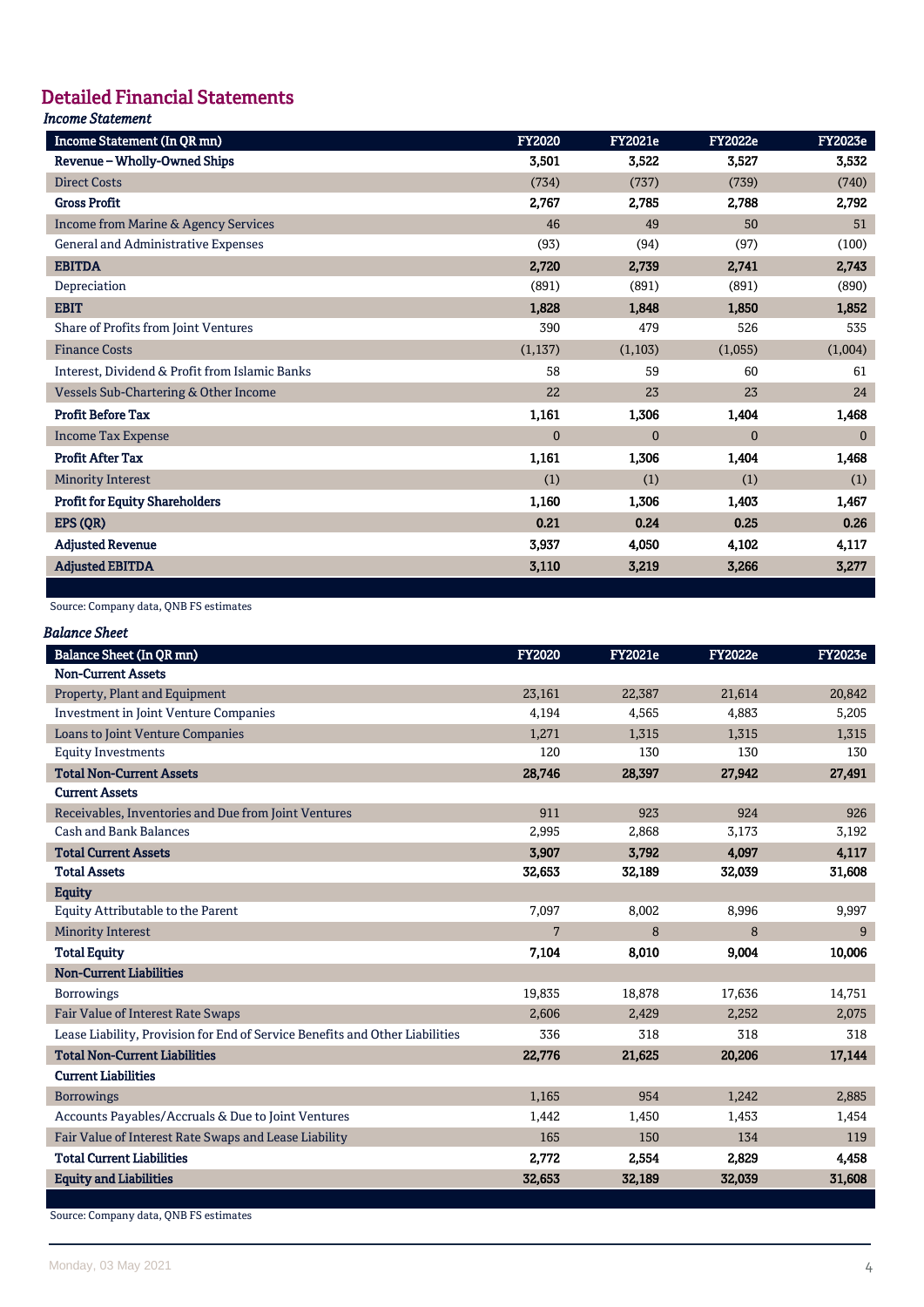## Detailed Financial Statements

*Income Statement*

| Income Statement (In QR mn) | FY2020 | FY2021e | FY2022e | FY2023e |
|---|---|---|---|---|
| **Revenue – Wholly-Owned Ships** | **3,501** | **3,522** | **3,527** | **3,532** |
| Direct Costs | (734) | (737) | (739) | (740) |
| **Gross Profit** | **2,767** | **2,785** | **2,788** | **2,792** |
| Income from Marine & Agency Services | 46 | 49 | 50 | 51 |
| General and Administrative Expenses | (93) | (94) | (97) | (100) |
| **EBITDA** | **2,720** | **2,739** | **2,741** | **2,743** |
| Depreciation | (891) | (891) | (891) | (890) |
| **EBIT** | **1,828** | **1,848** | **1,850** | **1,852** |
| Share of Profits from Joint Ventures | 390 | 479 | 526 | 535 |
| Finance Costs | (1,137) | (1,103) | (1,055) | (1,004) |
| Interest, Dividend & Profit from Islamic Banks | 58 | 59 | 60 | 61 |
| Vessels Sub-Chartering & Other Income | 22 | 23 | 23 | 24 |
| **Profit Before Tax** | **1,161** | **1,306** | **1,404** | **1,468** |
| Income Tax Expense | 0 | 0 | 0 | 0 |
| **Profit After Tax** | **1,161** | **1,306** | **1,404** | **1,468** |
| Minority Interest | (1) | (1) | (1) | (1) |
| **Profit for Equity Shareholders** | **1,160** | **1,306** | **1,403** | **1,467** |
| **EPS (QR)** | **0.21** | **0.24** | **0.25** | **0.26** |
| **Adjusted Revenue** | **3,937** | **4,050** | **4,102** | **4,117** |
| **Adjusted EBITDA** | **3,110** | **3,219** | **3,266** | **3,277** |

Source: Company data, QNB FS estimates

*Balance Sheet*

| Balance Sheet (In QR mn) | FY2020 | FY2021e | FY2022e | FY2023e |
|---|---|---|---|---|
| **Non-Current Assets** | | | | |
| Property, Plant and Equipment | 23,161 | 22,387 | 21,614 | 20,842 |
| Investment in Joint Venture Companies | 4,194 | 4,565 | 4,883 | 5,205 |
| Loans to Joint Venture Companies | 1,271 | 1,315 | 1,315 | 1,315 |
| Equity Investments | 120 | 130 | 130 | 130 |
| **Total Non-Current Assets** | **28,746** | **28,397** | **27,942** | **27,491** |
| **Current Assets** | | | | |
| Receivables, Inventories and Due from Joint Ventures | 911 | 923 | 924 | 926 |
| Cash and Bank Balances | 2,995 | 2,868 | 3,173 | 3,192 |
| **Total Current Assets** | **3,907** | **3,792** | **4,097** | **4,117** |
| **Total Assets** | **32,653** | **32,189** | **32,039** | **31,608** |
| **Equity** | | | | |
| Equity Attributable to the Parent | 7,097 | 8,002 | 8,996 | 9,997 |
| Minority Interest | 7 | 8 | 8 | 9 |
| **Total Equity** | **7,104** | **8,010** | **9,004** | **10,006** |
| **Non-Current Liabilities** | | | | |
| Borrowings | 19,835 | 18,878 | 17,636 | 14,751 |
| Fair Value of Interest Rate Swaps | 2,606 | 2,429 | 2,252 | 2,075 |
| Lease Liability, Provision for End of Service Benefits and Other Liabilities | 336 | 318 | 318 | 318 |
| **Total Non-Current Liabilities** | **22,776** | **21,625** | **20,206** | **17,144** |
| **Current Liabilities** | | | | |
| Borrowings | 1,165 | 954 | 1,242 | 2,885 |
| Accounts Payables/Accruals & Due to Joint Ventures | 1,442 | 1,450 | 1,453 | 1,454 |
| Fair Value of Interest Rate Swaps and Lease Liability | 165 | 150 | 134 | 119 |
| **Total Current Liabilities** | **2,772** | **2,554** | **2,829** | **4,458** |
| **Equity and Liabilities** | **32,653** | **32,189** | **32,039** | **31,608** |

Source: Company data, QNB FS estimates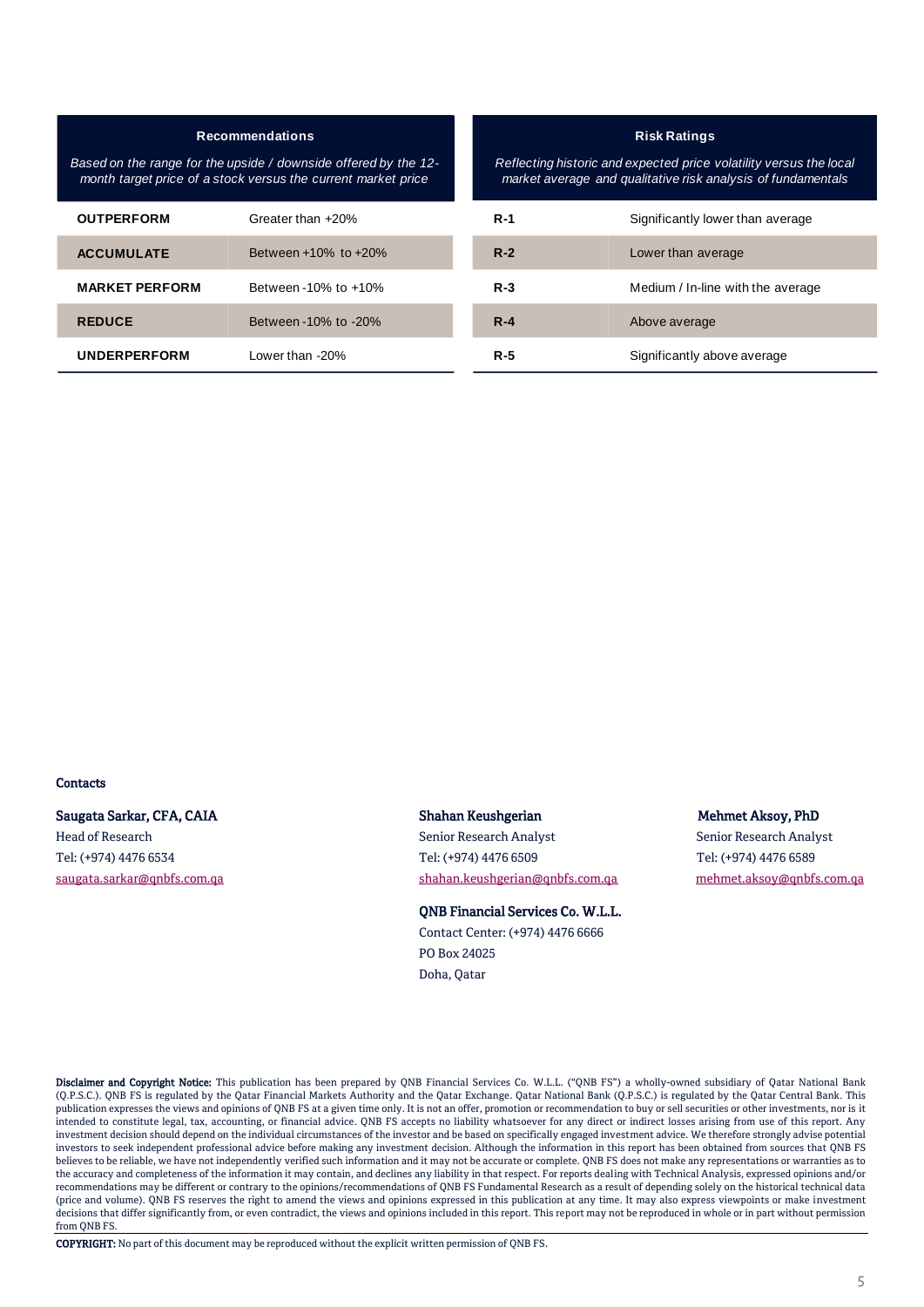| Recommendations | |
|---|---|
| *Based on the range for the upside / downside offered by the 12-month target price of a stock versus the current market price* | |
| **OUTPERFORM** | Greater than +20% |
| **ACCUMULATE** | Between +10% to +20% |
| **MARKET PERFORM** | Between -10% to +10% |
| **REDUCE** | Between -10% to -20% |
| **UNDERPERFORM** | Lower than -20% |

| Risk Ratings | |
|---|---|
| *Reflecting historic and expected price volatility versus the local market average and qualitative risk analysis of fundamentals* | |
| **R-1** | Significantly lower than average |
| **R-2** | Lower than average |
| **R-3** | Medium / In-line with the average |
| **R-4** | Above average |
| **R-5** | Significantly above average |

**Contacts**

**Saugata Sarkar, CFA, CAIA**
Head of Research
Tel: (+974) 4476 6534
saugata.sarkar@qnbfs.com.qa

**Shahan Keushgerian**
Senior Research Analyst
Tel: (+974) 4476 6509
shahan.keushgerian@qnbfs.com.qa

**Mehmet Aksoy, PhD**
Senior Research Analyst
Tel: (+974) 4476 6589
mehmet.aksoy@qnbfs.com.qa

**QNB Financial Services Co. W.L.L.**
Contact Center: (+974) 4476 6666
PO Box 24025
Doha, Qatar

**Disclaimer and Copyright Notice:** This publication has been prepared by QNB Financial Services Co. W.L.L. ("QNB FS") a wholly-owned subsidiary of Qatar National Bank (Q.P.S.C.). QNB FS is regulated by the Qatar Financial Markets Authority and the Qatar Exchange. Qatar National Bank (Q.P.S.C.) is regulated by the Qatar Central Bank. This publication expresses the views and opinions of QNB FS at a given time only. It is not an offer, promotion or recommendation to buy or sell securities or other investments, nor is it intended to constitute legal, tax, accounting, or financial advice. QNB FS accepts no liability whatsoever for any direct or indirect losses arising from use of this report. Any investment decision should depend on the individual circumstances of the investor and be based on specifically engaged investment advice. We therefore strongly advise potential investors to seek independent professional advice before making any investment decision. Although the information in this report has been obtained from sources that QNB FS believes to be reliable, we have not independently verified such information and it may not be accurate or complete. QNB FS does not make any representations or warranties as to the accuracy and completeness of the information it may contain, and declines any liability in that respect. For reports dealing with Technical Analysis, expressed opinions and/or recommendations may be different or contrary to the opinions/recommendations of QNB FS Fundamental Research as a result of depending solely on the historical technical data (price and volume). QNB FS reserves the right to amend the views and opinions expressed in this publication at any time. It may also express viewpoints or make investment decisions that differ significantly from, or even contradict, the views and opinions included in this report. This report may not be reproduced in whole or in part without permission from QNB FS.

**COPYRIGHT:** No part of this document may be reproduced without the explicit written permission of QNB FS.